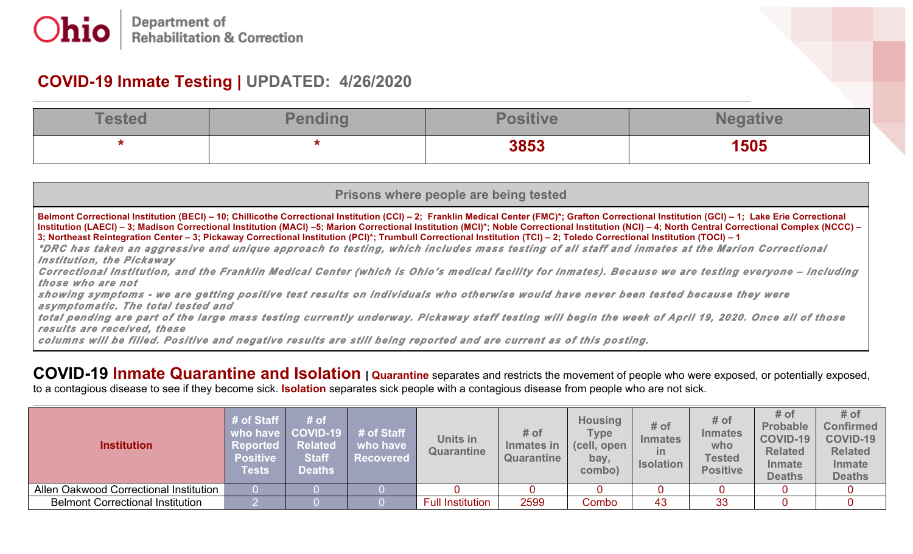Ohio | Department of Rehabilitation & Correction

# COVID-19 Inmate Testing | UPDATED: 4/26/2020

| Tested | Pending | Positive | Negative |
|---|---|---|---|
| * | * | 3853 | 1505 |

| Prisons where people are being tested |
|---|
| **Belmont Correctional Institution (BECI) – 10; Chillicothe Correctional Institution (CCI) – 2; Franklin Medical Center (FMC)*; Grafton Correctional Institution (GCI) – 1; Lake Erie Correctional Institution (LAECI) – 3; Madison Correctional Institution (MACI) –5; Marion Correctional Institution (MCI)*; Noble Correctional Institution (NCI) – 4; North Central Correctional Complex (NCCC) – 3; Northeast Reintegration Center – 3; Pickaway Correctional Institution (PCI)*; Trumbull Correctional Institution (TCI) – 2; Toledo Correctional Institution (TOCI) – 1** |
| *\*DRC has taken an aggressive and unique approach to testing, which includes mass testing of all staff and inmates at the Marion Correctional Institution, the Pickaway Correctional Institution, and the Franklin Medical Center (which is Ohio's medical facility for inmates). Because we are testing everyone – including those who are not showing symptoms - we are getting positive test results on individuals who otherwise would have never been tested because they were asymptomatic. The total tested and total pending are part of the large mass testing currently underway. Pickaway staff testing will begin the week of April 19, 2020. Once all of those results are received, these columns will be filled. Positive and negative results are still being reported and are current as of this posting.* |

## COVID-19 Inmate Quarantine and Isolation

**Quarantine** separates and restricts the movement of people who were exposed, or potentially exposed, to a contagious disease to see if they become sick. **Isolation** separates sick people with a contagious disease from people who are not sick.

| Institution | # of Staff who have Reported Positive Tests | # of COVID-19 Related Staff Deaths | # of Staff who have Recovered | Units in Quarantine | # of Inmates in Quarantine | Housing Type (cell, open bay, combo) | # of Inmates in Isolation | # of Inmates who Tested Positive | # of Probable COVID-19 Related Inmate Deaths | # of Confirmed COVID-19 Related Inmate Deaths |
|---|---|---|---|---|---|---|---|---|---|---|
| Allen Oakwood Correctional Institution | 0 | 0 | 0 | 0 | 0 | 0 | 0 | 0 | 0 | 0 |
| Belmont Correctional Institution | 2 | 0 | 0 | Full Institution | 2599 | Combo | 43 | 33 | 0 | 0 |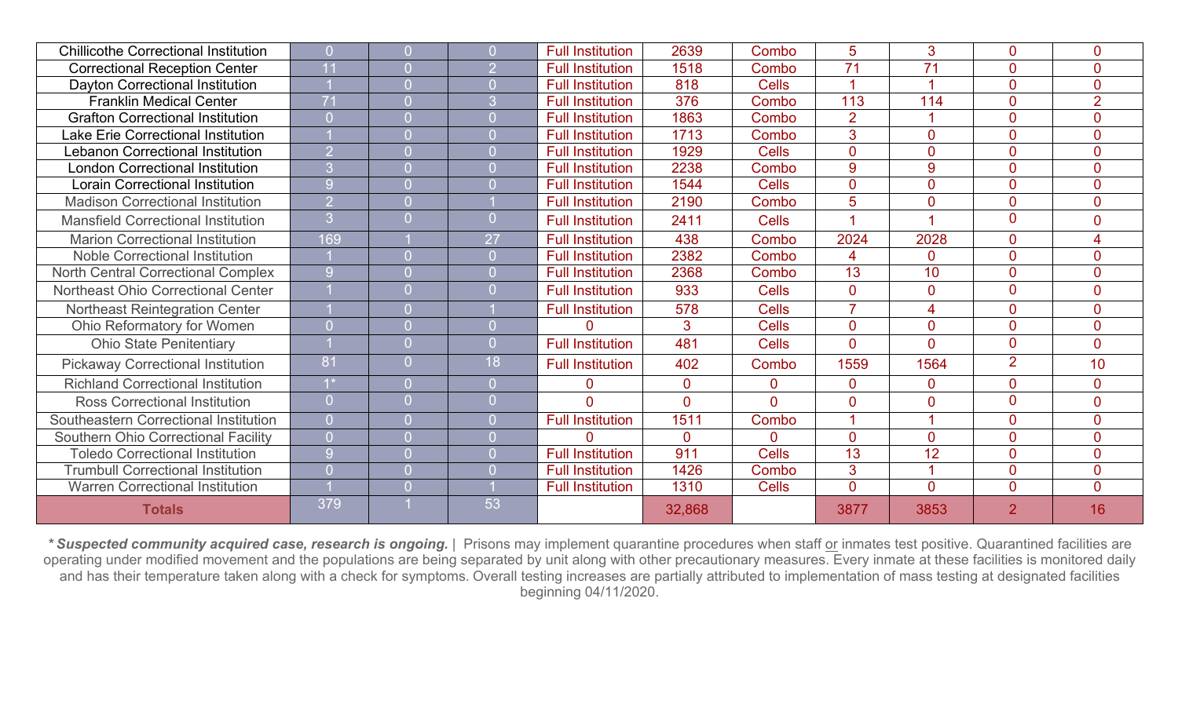| | | | | | | | | | | |
|---|---|---|---|---|---|---|---|---|---|---|
| Chillicothe Correctional Institution | 0 | 0 | 0 | Full Institution | 2639 | Combo | 5 | 3 | 0 | 0 |
| Correctional Reception Center | 11 | 0 | 2 | Full Institution | 1518 | Combo | 71 | 71 | 0 | 0 |
| Dayton Correctional Institution | 1 | 0 | 0 | Full Institution | 818 | Cells | 1 | 1 | 0 | 0 |
| Franklin Medical Center | 71 | 0 | 3 | Full Institution | 376 | Combo | 113 | 114 | 0 | 2 |
| Grafton Correctional Institution | 0 | 0 | 0 | Full Institution | 1863 | Combo | 2 | 1 | 0 | 0 |
| Lake Erie Correctional Institution | 1 | 0 | 0 | Full Institution | 1713 | Combo | 3 | 0 | 0 | 0 |
| Lebanon Correctional Institution | 2 | 0 | 0 | Full Institution | 1929 | Cells | 0 | 0 | 0 | 0 |
| London Correctional Institution | 3 | 0 | 0 | Full Institution | 2238 | Combo | 9 | 9 | 0 | 0 |
| Lorain Correctional Institution | 9 | 0 | 0 | Full Institution | 1544 | Cells | 0 | 0 | 0 | 0 |
| Madison Correctional Institution | 2 | 0 | 1 | Full Institution | 2190 | Combo | 5 | 0 | 0 | 0 |
| Mansfield Correctional Institution | 3 | 0 | 0 | Full Institution | 2411 | Cells | 1 | 1 | 0 | 0 |
| Marion Correctional Institution | 169 | 1 | 27 | Full Institution | 438 | Combo | 2024 | 2028 | 0 | 4 |
| Noble Correctional Institution | 1 | 0 | 0 | Full Institution | 2382 | Combo | 4 | 0 | 0 | 0 |
| North Central Correctional Complex | 9 | 0 | 0 | Full Institution | 2368 | Combo | 13 | 10 | 0 | 0 |
| Northeast Ohio Correctional Center | 1 | 0 | 0 | Full Institution | 933 | Cells | 0 | 0 | 0 | 0 |
| Northeast Reintegration Center | 1 | 0 | 1 | Full Institution | 578 | Cells | 7 | 4 | 0 | 0 |
| Ohio Reformatory for Women | 0 | 0 | 0 | 0 | 3 | Cells | 0 | 0 | 0 | 0 |
| Ohio State Penitentiary | 1 | 0 | 0 | Full Institution | 481 | Cells | 0 | 0 | 0 | 0 |
| Pickaway Correctional Institution | 81 | 0 | 18 | Full Institution | 402 | Combo | 1559 | 1564 | 2 | 10 |
| Richland Correctional Institution | 1* | 0 | 0 | 0 | 0 | 0 | 0 | 0 | 0 | 0 |
| Ross Correctional Institution | 0 | 0 | 0 | 0 | 0 | 0 | 0 | 0 | 0 | 0 |
| Southeastern Correctional Institution | 0 | 0 | 0 | Full Institution | 1511 | Combo | 1 | 1 | 0 | 0 |
| Southern Ohio Correctional Facility | 0 | 0 | 0 | 0 | 0 | 0 | 0 | 0 | 0 | 0 |
| Toledo Correctional Institution | 9 | 0 | 0 | Full Institution | 911 | Cells | 13 | 12 | 0 | 0 |
| Trumbull Correctional Institution | 0 | 0 | 0 | Full Institution | 1426 | Combo | 3 | 1 | 0 | 0 |
| Warren Correctional Institution | 1 | 0 | 1 | Full Institution | 1310 | Cells | 0 | 0 | 0 | 0 |
| **Totals** | 379 | 1 | 53 | | 32,868 | | 3877 | 3853 | 2 | 16 |

***Suspected community acquired case, research is ongoing.*** | Prisons may implement quarantine procedures when staff or inmates test positive. Quarantined facilities are operating under modified movement and the populations are being separated by unit along with other precautionary measures. Every inmate at these facilities is monitored daily and has their temperature taken along with a check for symptoms. Overall testing increases are partially attributed to implementation of mass testing at designated facilities beginning 04/11/2020.